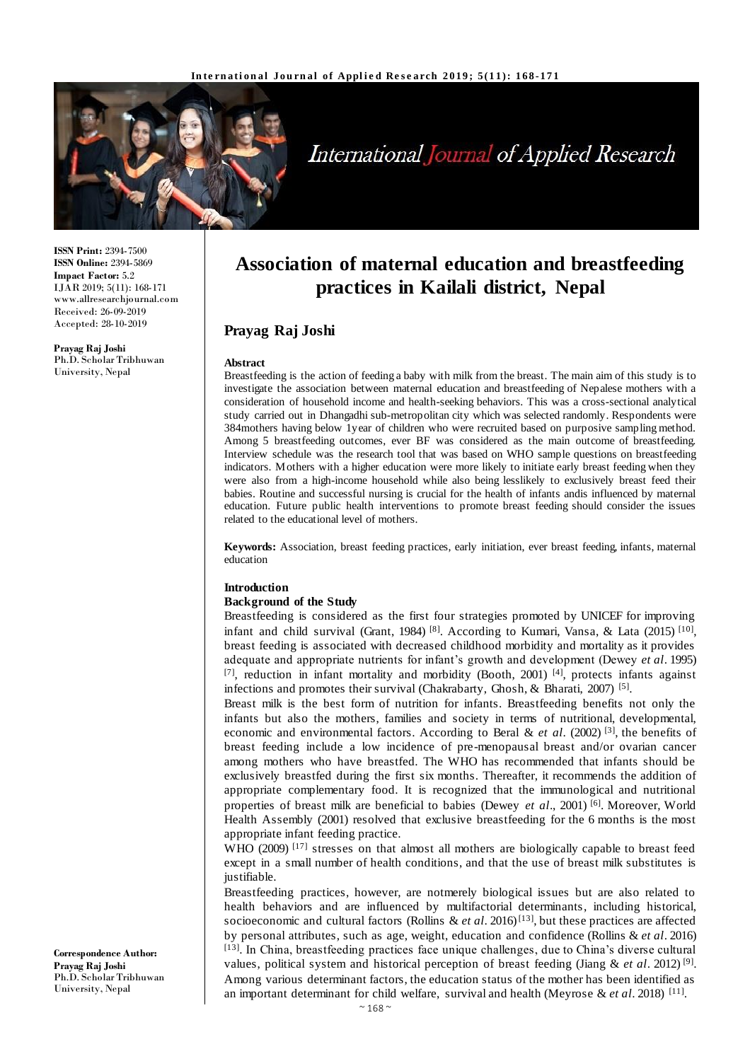ISSN Print: 2394-7500
ISSN Online: 2394-5869
Impact Factor: 5.2
IJAR 2019; 5(11): 168-171
www.allresearchjournal.com
Received: 26-09-2019
Accepted: 28-10-2019

**Prayag Raj Joshi**
Ph.D. Scholar Tribhuwan University, Nepal

**Correspondence Author:**
**Prayag Raj Joshi**
Ph.D. Scholar Tribhuwan University, Nepal

# Association of maternal education and breastfeeding practices in Kailali district, Nepal

## Prayag Raj Joshi

**Abstract**

Breastfeeding is the action of feeding a baby with milk from the breast. The main aim of this study is to investigate the association between maternal education and breastfeeding of Nepalese mothers with a consideration of household income and health-seeking behaviors. This was a cross-sectional analytical study carried out in Dhangadhi sub-metropolitan city which was selected randomly. Respondents were 384mothers having below 1year of children who were recruited based on purposive sampling method. Among 5 breastfeeding outcomes, ever BF was considered as the main outcome of breastfeeding. Interview schedule was the research tool that was based on WHO sample questions on breastfeeding indicators. Mothers with a higher education were more likely to initiate early breast feeding when they were also from a high-income household while also being lesslikely to exclusively breast feed their babies. Routine and successful nursing is crucial for the health of infants andis influenced by maternal education. Future public health interventions to promote breast feeding should consider the issues related to the educational level of mothers.

**Keywords:** Association, breast feeding practices, early initiation, ever breast feeding, infants, maternal education

### Introduction

#### Background of the Study

Breastfeeding is considered as the first four strategies promoted by UNICEF for improving infant and child survival (Grant, 1984) [8]. According to Kumari, Vansa, & Lata (2015) [10], breast feeding is associated with decreased childhood morbidity and mortality as it provides adequate and appropriate nutrients for infant's growth and development (Dewey *et al*. 1995) [7], reduction in infant mortality and morbidity (Booth, 2001) [4], protects infants against infections and promotes their survival (Chakrabarty, Ghosh, & Bharati, 2007) [5].

Breast milk is the best form of nutrition for infants. Breastfeeding benefits not only the infants but also the mothers, families and society in terms of nutritional, developmental, economic and environmental factors. According to Beral & *et al*. (2002) [3], the benefits of breast feeding include a low incidence of pre-menopausal breast and/or ovarian cancer among mothers who have breastfed. The WHO has recommended that infants should be exclusively breastfed during the first six months. Thereafter, it recommends the addition of appropriate complementary food. It is recognized that the immunological and nutritional properties of breast milk are beneficial to babies (Dewey *et al*., 2001) [6]. Moreover, World Health Assembly (2001) resolved that exclusive breastfeeding for the 6 months is the most appropriate infant feeding practice.

WHO (2009) [17] stresses on that almost all mothers are biologically capable to breast feed except in a small number of health conditions, and that the use of breast milk substitutes is justifiable.

Breastfeeding practices, however, are notmerely biological issues but are also related to health behaviors and are influenced by multifactorial determinants, including historical, socioeconomic and cultural factors (Rollins & *et al*. 2016) [13], but these practices are affected by personal attributes, such as age, weight, education and confidence (Rollins & *et al*. 2016) [13]. In China, breastfeeding practices face unique challenges, due to China's diverse cultural values, political system and historical perception of breast feeding (Jiang & *et al*. 2012) [9]. Among various determinant factors, the education status of the mother has been identified as an important determinant for child welfare, survival and health (Meyrose & *et al*. 2018) [11].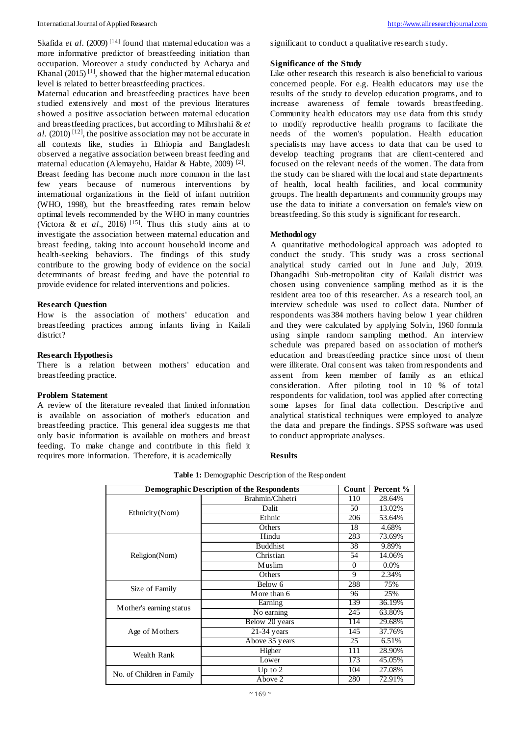Skafida *et al*. (2009) [14] found that maternal education was a more informative predictor of breastfeeding initiation than occupation. Moreover a study conducted by Acharya and Khanal (2015) [1], showed that the higher maternal education level is related to better breastfeeding practices.

Maternal education and breastfeeding practices have been studied extensively and most of the previous literatures showed a positive association between maternal education and breastfeeding practices, but according to Mihrshahi & *et al*. (2010) [12], the positive association may not be accurate in all contexts like, studies in Ethiopia and Bangladesh observed a negative association between breast feeding and maternal education (Alemayehu, Haidar & Habte, 2009) [2].

Breast feeding has become much more common in the last few years because of numerous interventions by international organizations in the field of infant nutrition (WHO, 1998), but the breastfeeding rates remain below optimal levels recommended by the WHO in many countries (Victora & *et al*., 2016) [15]. Thus this study aims at to investigate the association between maternal education and breast feeding, taking into account household income and health-seeking behaviors. The findings of this study contribute to the growing body of evidence on the social determinants of breast feeding and have the potential to provide evidence for related interventions and policies.

**Research Question**

How is the association of mothers' education and breastfeeding practices among infants living in Kailali district?

**Research Hypothesis**

There is a relation between mothers' education and breastfeeding practice.

**Problem Statement**

A review of the literature revealed that limited information is available on association of mother's education and breastfeeding practice. This general idea suggests me that only basic information is available on mothers and breast feeding. To make change and contribute in this field it requires more information. Therefore, it is academically significant to conduct a qualitative research study.

**Significance of the Study**

Like other research this research is also beneficial to various concerned people. For e.g. Health educators may use the results of the study to develop education programs, and to increase awareness of female towards breastfeeding. Community health educators may use data from this study to modify reproductive health programs to facilitate the needs of the women's population. Health education specialists may have access to data that can be used to develop teaching programs that are client-centered and focused on the relevant needs of the women. The data from the study can be shared with the local and state departments of health, local health facilities, and local community groups. The health departments and community groups may use the data to initiate a conversation on female's view on breastfeeding. So this study is significant for research.

**Methodology**

A quantitative methodological approach was adopted to conduct the study. This study was a cross sectional analytical study carried out in June and July, 2019. Dhangadhi Sub-metropolitan city of Kailali district was chosen using convenience sampling method as it is the resident area too of this researcher. As a research tool, an interview schedule was used to collect data. Number of respondents was384 mothers having below 1 year children and they were calculated by applying Solvin, 1960 formula using simple random sampling method. An interview schedule was prepared based on association of mother's education and breastfeeding practice since most of them were illiterate. Oral consent was taken from respondents and assent from keen member of family as an ethical consideration. After piloting tool in 10 % of total respondents for validation, tool was applied after correcting some lapses for final data collection. Descriptive and analytical statistical techniques were employed to analyze the data and prepare the findings. SPSS software was used to conduct appropriate analyses.

**Results**

**Table 1:** Demographic Description of the Respondent

| Demographic Description of the Respondents | | Count | Percent % |
|---|---|---|---|
| Ethnicity(Nom) | Brahmin/Chhetri | 110 | 28.64% |
| | Dalit | 50 | 13.02% |
| | Ethnic | 206 | 53.64% |
| | Others | 18 | 4.68% |
| Religion(Nom) | Hindu | 283 | 73.69% |
| | Buddhist | 38 | 9.89% |
| | Christian | 54 | 14.06% |
| | Muslim | 0 | 0.0% |
| | Others | 9 | 2.34% |
| Size of Family | Below 6 | 288 | 75% |
| | More than 6 | 96 | 25% |
| Mother's earning status | Earning | 139 | 36.19% |
| | No earning | 245 | 63.80% |
| Age of Mothers | Below 20 years | 114 | 29.68% |
| | 21-34 years | 145 | 37.76% |
| | Above 35 years | 25 | 6.51% |
| Wealth Rank | Higher | 111 | 28.90% |
| | Lower | 173 | 45.05% |
| No. of Children in Family | Up to 2 | 104 | 27.08% |
| | Above 2 | 280 | 72.91% |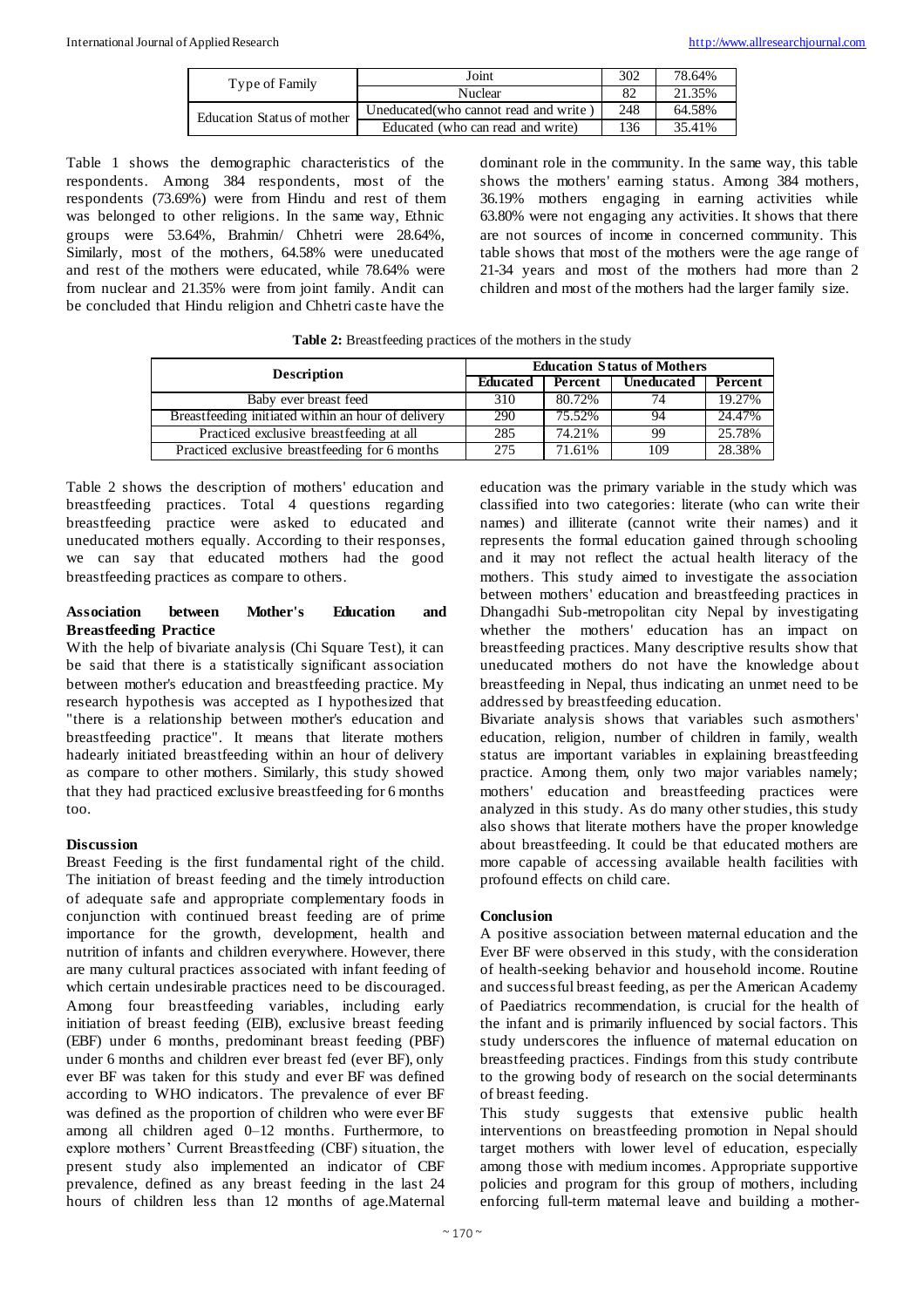| Type of Family | Joint | 302 | 78.64% |
|---|---|---|---|
| | Nuclear | 82 | 21.35% |
| Education Status of mother | Uneducated(who cannot read and write ) | 248 | 64.58% |
| | Educated (who can read and write) | 136 | 35.41% |

Table 1 shows the demographic characteristics of the respondents. Among 384 respondents, most of the respondents (73.69%) were from Hindu and rest of them was belonged to other religions. In the same way, Ethnic groups were 53.64%, Brahmin/ Chhetri were 28.64%, Similarly, most of the mothers, 64.58% were uneducated and rest of the mothers were educated, while 78.64% were from nuclear and 21.35% were from joint family. Andit can be concluded that Hindu religion and Chhetri caste have the dominant role in the community. In the same way, this table shows the mothers' earning status. Among 384 mothers, 36.19% mothers engaging in earning activities while 63.80% were not engaging any activities. It shows that there are not sources of income in concerned community. This table shows that most of the mothers were the age range of 21-34 years and most of the mothers had more than 2 children and most of the mothers had the larger family size.

**Table 2:** Breastfeeding practices of the mothers in the study

| Description | Education Status of Mothers | | | |
|---|---|---|---|---|
| | **Educated** | **Percent** | **Uneducated** | **Percent** |
| Baby ever breast feed | 310 | 80.72% | 74 | 19.27% |
| Breastfeeding initiated within an hour of delivery | 290 | 75.52% | 94 | 24.47% |
| Practiced exclusive breastfeeding at all | 285 | 74.21% | 99 | 25.78% |
| Practiced exclusive breastfeeding for 6 months | 275 | 71.61% | 109 | 28.38% |

Table 2 shows the description of mothers' education and breastfeeding practices. Total 4 questions regarding breastfeeding practice were asked to educated and uneducated mothers equally. According to their responses, we can say that educated mothers had the good breastfeeding practices as compare to others.

### Association between Mother's Education and Breastfeeding Practice

With the help of bivariate analysis (Chi Square Test), it can be said that there is a statistically significant association between mother's education and breastfeeding practice. My research hypothesis was accepted as I hypothesized that "there is a relationship between mother's education and breastfeeding practice". It means that literate mothers hadearly initiated breastfeeding within an hour of delivery as compare to other mothers. Similarly, this study showed that they had practiced exclusive breastfeeding for 6 months too.

### Discussion

Breast Feeding is the first fundamental right of the child. The initiation of breast feeding and the timely introduction of adequate safe and appropriate complementary foods in conjunction with continued breast feeding are of prime importance for the growth, development, health and nutrition of infants and children everywhere. However, there are many cultural practices associated with infant feeding of which certain undesirable practices need to be discouraged. Among four breastfeeding variables, including early initiation of breast feeding (EIB), exclusive breast feeding (EBF) under 6 months, predominant breast feeding (PBF) under 6 months and children ever breast fed (ever BF), only ever BF was taken for this study and ever BF was defined according to WHO indicators. The prevalence of ever BF was defined as the proportion of children who were ever BF among all children aged 0–12 months. Furthermore, to explore mothers' Current Breastfeeding (CBF) situation, the present study also implemented an indicator of CBF prevalence, defined as any breast feeding in the last 24 hours of children less than 12 months of age.Maternal education was the primary variable in the study which was classified into two categories: literate (who can write their names) and illiterate (cannot write their names) and it represents the formal education gained through schooling and it may not reflect the actual health literacy of the mothers. This study aimed to investigate the association between mothers' education and breastfeeding practices in Dhangadhi Sub-metropolitan city Nepal by investigating whether the mothers' education has an impact on breastfeeding practices. Many descriptive results show that uneducated mothers do not have the knowledge about breastfeeding in Nepal, thus indicating an unmet need to be addressed by breastfeeding education.

Bivariate analysis shows that variables such asmothers' education, religion, number of children in family, wealth status are important variables in explaining breastfeeding practice. Among them, only two major variables namely; mothers' education and breastfeeding practices were analyzed in this study. As do many other studies, this study also shows that literate mothers have the proper knowledge about breastfeeding. It could be that educated mothers are more capable of accessing available health facilities with profound effects on child care.

### Conclusion

A positive association between maternal education and the Ever BF were observed in this study, with the consideration of health-seeking behavior and household income. Routine and successful breast feeding, as per the American Academy of Paediatrics recommendation, is crucial for the health of the infant and is primarily influenced by social factors. This study underscores the influence of maternal education on breastfeeding practices. Findings from this study contribute to the growing body of research on the social determinants of breast feeding.

This study suggests that extensive public health interventions on breastfeeding promotion in Nepal should target mothers with lower level of education, especially among those with medium incomes. Appropriate supportive policies and program for this group of mothers, including enforcing full-term maternal leave and building a mother-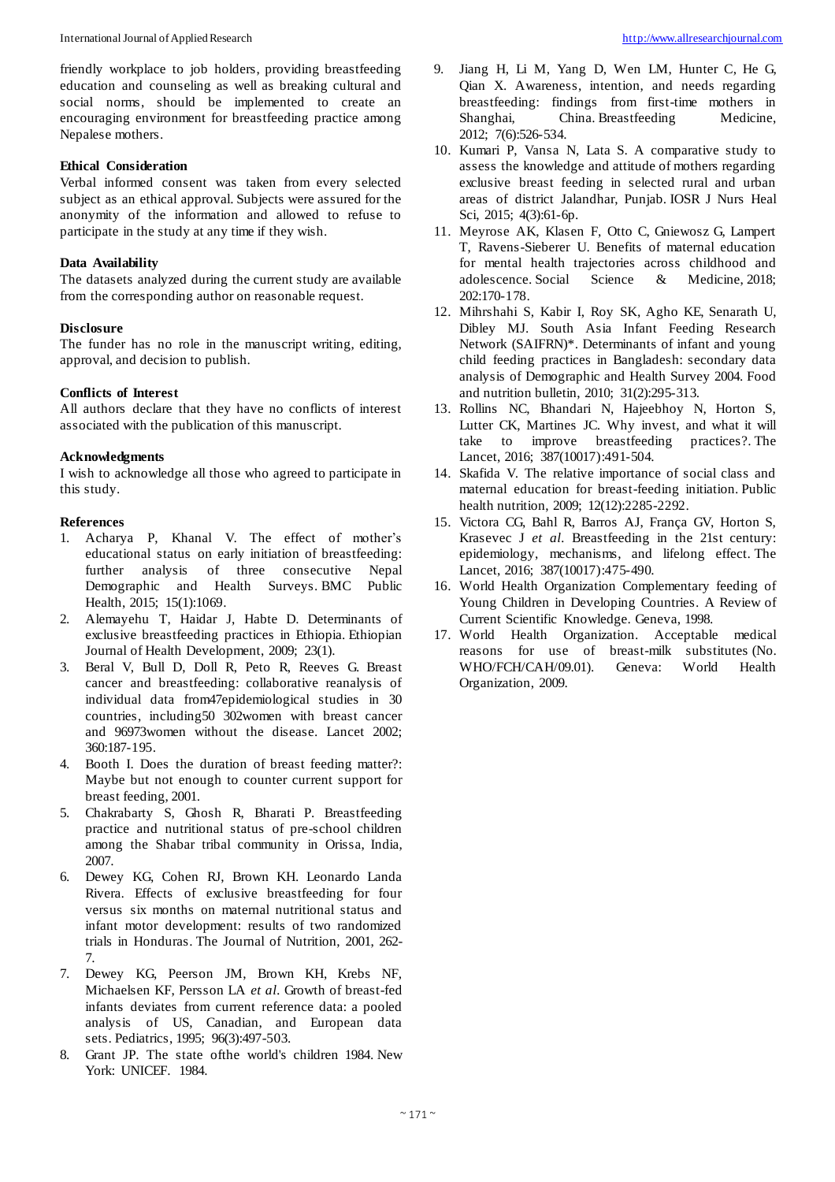friendly workplace to job holders, providing breastfeeding education and counseling as well as breaking cultural and social norms, should be implemented to create an encouraging environment for breastfeeding practice among Nepalese mothers.

## Ethical Consideration

Verbal informed consent was taken from every selected subject as an ethical approval. Subjects were assured for the anonymity of the information and allowed to refuse to participate in the study at any time if they wish.

## Data Availability

The datasets analyzed during the current study are available from the corresponding author on reasonable request.

## Disclosure

The funder has no role in the manuscript writing, editing, approval, and decision to publish.

## Conflicts of Interest

All authors declare that they have no conflicts of interest associated with the publication of this manuscript.

## Acknowledgments

I wish to acknowledge all those who agreed to participate in this study.

## References

1. Acharya P, Khanal V. The effect of mother's educational status on early initiation of breastfeeding: further analysis of three consecutive Nepal Demographic and Health Surveys. BMC Public Health, 2015; 15(1):1069.
2. Alemayehu T, Haidar J, Habte D. Determinants of exclusive breastfeeding practices in Ethiopia. Ethiopian Journal of Health Development, 2009; 23(1).
3. Beral V, Bull D, Doll R, Peto R, Reeves G. Breast cancer and breastfeeding: collaborative reanalysis of individual data from47epidemiological studies in 30 countries, including50 302women with breast cancer and 96973women without the disease. Lancet 2002; 360:187-195.
4. Booth I. Does the duration of breast feeding matter?: Maybe but not enough to counter current support for breast feeding, 2001.
5. Chakrabarty S, Ghosh R, Bharati P. Breastfeeding practice and nutritional status of pre-school children among the Shabar tribal community in Orissa, India, 2007.
6. Dewey KG, Cohen RJ, Brown KH. Leonardo Landa Rivera. Effects of exclusive breastfeeding for four versus six months on maternal nutritional status and infant motor development: results of two randomized trials in Honduras. The Journal of Nutrition, 2001, 262-7.
7. Dewey KG, Peerson JM, Brown KH, Krebs NF, Michaelsen KF, Persson LA *et al*. Growth of breast-fed infants deviates from current reference data: a pooled analysis of US, Canadian, and European data sets. Pediatrics, 1995; 96(3):497-503.
8. Grant JP. The state ofthe world's children 1984. New York: UNICEF. 1984.
9. Jiang H, Li M, Yang D, Wen LM, Hunter C, He G, Qian X. Awareness, intention, and needs regarding breastfeeding: findings from first-time mothers in Shanghai, China. Breastfeeding Medicine, 2012; 7(6):526-534.
10. Kumari P, Vansa N, Lata S. A comparative study to assess the knowledge and attitude of mothers regarding exclusive breast feeding in selected rural and urban areas of district Jalandhar, Punjab. IOSR J Nurs Heal Sci, 2015; 4(3):61-6p.
11. Meyrose AK, Klasen F, Otto C, Gniewosz G, Lampert T, Ravens-Sieberer U. Benefits of maternal education for mental health trajectories across childhood and adolescence. Social Science & Medicine, 2018; 202:170-178.
12. Mihrshahi S, Kabir I, Roy SK, Agho KE, Senarath U, Dibley MJ. South Asia Infant Feeding Research Network (SAIFRN)*. Determinants of infant and young child feeding practices in Bangladesh: secondary data analysis of Demographic and Health Survey 2004. Food and nutrition bulletin, 2010; 31(2):295-313.
13. Rollins NC, Bhandari N, Hajeebhoy N, Horton S, Lutter CK, Martines JC. Why invest, and what it will take to improve breastfeeding practices?. The Lancet, 2016; 387(10017):491-504.
14. Skafida V. The relative importance of social class and maternal education for breast-feeding initiation. Public health nutrition, 2009; 12(12):2285-2292.
15. Victora CG, Bahl R, Barros AJ, França GV, Horton S, Krasevec J *et al*. Breastfeeding in the 21st century: epidemiology, mechanisms, and lifelong effect. The Lancet, 2016; 387(10017):475-490.
16. World Health Organization Complementary feeding of Young Children in Developing Countries. A Review of Current Scientific Knowledge. Geneva, 1998.
17. World Health Organization. Acceptable medical reasons for use of breast-milk substitutes (No. WHO/FCH/CAH/09.01). Geneva: World Health Organization, 2009.